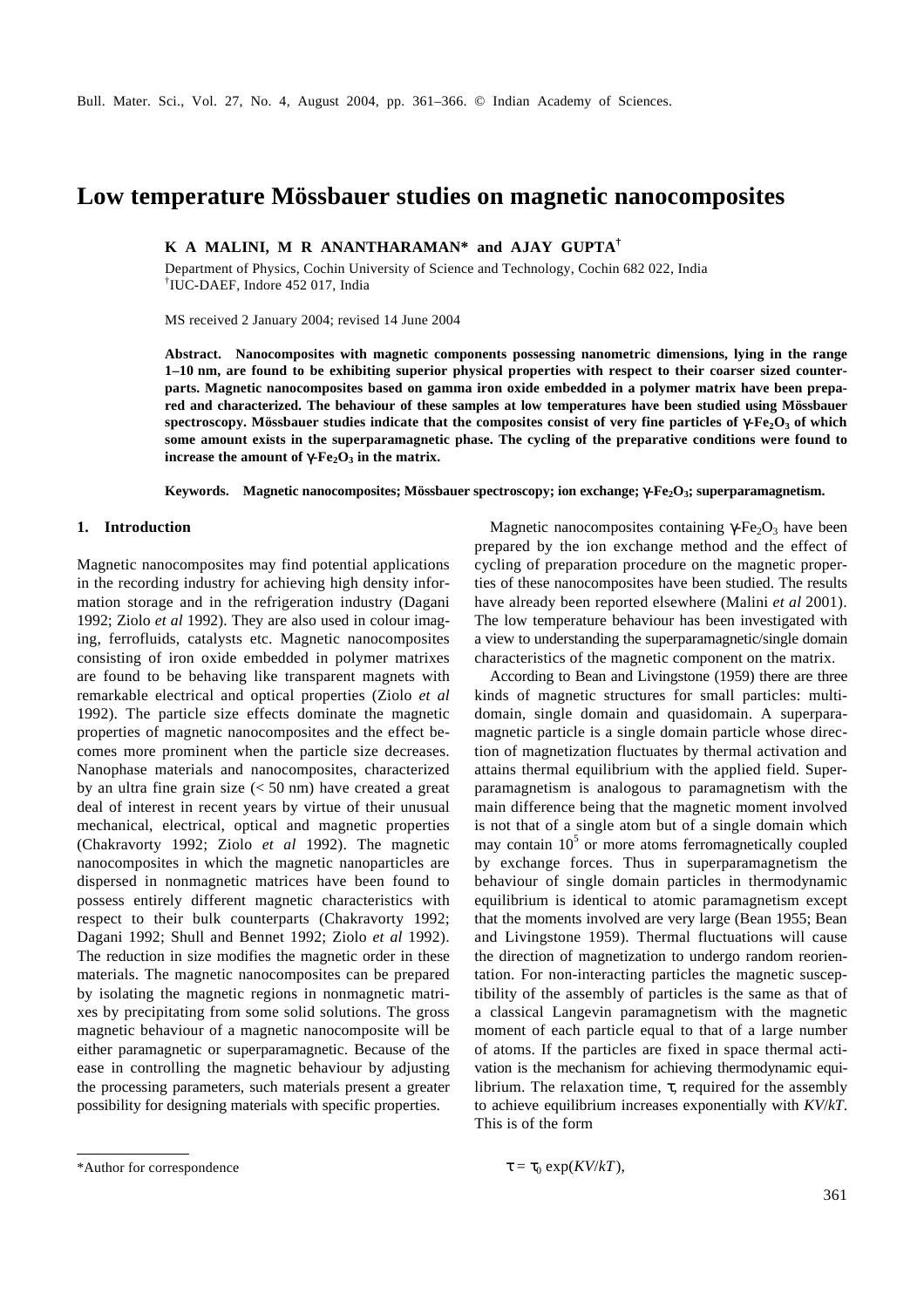# Low temperature Mössbauer studies on magnetic nanocomposites

**K A MALINI, M R ANANTHARAMAN* and AJAY GUPTA[†]**

Department of Physics, Cochin University of Science and Technology, Cochin 682 022, India
[†]IUC-DAEF, Indore 452 017, India

MS received 2 January 2004; revised 14 June 2004

**Abstract. Nanocomposites with magnetic components possessing nanometric dimensions, lying in the range 1–10 nm, are found to be exhibiting superior physical properties with respect to their coarser sized counterparts. Magnetic nanocomposites based on gamma iron oxide embedded in a polymer matrix have been prepared and characterized. The behaviour of these samples at low temperatures have been studied using Mössbauer spectroscopy. Mössbauer studies indicate that the composites consist of very fine particles of $\gamma$-$Fe_2O_3$ of which some amount exists in the superparamagnetic phase. The cycling of the preparative conditions were found to increase the amount of $\gamma$-$Fe_2O_3$ in the matrix.**

**Keywords. Magnetic nanocomposites; Mössbauer spectroscopy; ion exchange; $\gamma$-$Fe_2O_3$; superparamagnetism.**

## 1. Introduction

Magnetic nanocomposites may find potential applications in the recording industry for achieving high density information storage and in the refrigeration industry (Dagani 1992; Ziolo *et al* 1992). They are also used in colour imaging, ferrofluids, catalysts etc. Magnetic nanocomposites consisting of iron oxide embedded in polymer matrixes are found to be behaving like transparent magnets with remarkable electrical and optical properties (Ziolo *et al* 1992). The particle size effects dominate the magnetic properties of magnetic nanocomposites and the effect becomes more prominent when the particle size decreases. Nanophase materials and nanocomposites, characterized by an ultra fine grain size (< 50 nm) have created a great deal of interest in recent years by virtue of their unusual mechanical, electrical, optical and magnetic properties (Chakravorty 1992; Ziolo *et al* 1992). The magnetic nanocomposites in which the magnetic nanoparticles are dispersed in nonmagnetic matrices have been found to possess entirely different magnetic characteristics with respect to their bulk counterparts (Chakravorty 1992; Dagani 1992; Shull and Bennet 1992; Ziolo *et al* 1992). The reduction in size modifies the magnetic order in these materials. The magnetic nanocomposites can be prepared by isolating the magnetic regions in nonmagnetic matrixes by precipitating from some solid solutions. The gross magnetic behaviour of a magnetic nanocomposite will be either paramagnetic or superparamagnetic. Because of the ease in controlling the magnetic behaviour by adjusting the processing parameters, such materials present a greater possibility for designing materials with specific properties.

Magnetic nanocomposites containing $\gamma$-$Fe_2O_3$ have been prepared by the ion exchange method and the effect of cycling of preparation procedure on the magnetic properties of these nanocomposites have been studied. The results have already been reported elsewhere (Malini *et al* 2001). The low temperature behaviour has been investigated with a view to understanding the superparamagnetic/single domain characteristics of the magnetic component on the matrix.

According to Bean and Livingstone (1959) there are three kinds of magnetic structures for small particles: multidomain, single domain and quasidomain. A superparamagnetic particle is a single domain particle whose direction of magnetization fluctuates by thermal activation and attains thermal equilibrium with the applied field. Superparamagnetism is analogous to paramagnetism with the main difference being that the magnetic moment involved is not that of a single atom but of a single domain which may contain $10^5$ or more atoms ferromagnetically coupled by exchange forces. Thus in superparamagnetism the behaviour of single domain particles in thermodynamic equilibrium is identical to atomic paramagnetism except that the moments involved are very large (Bean 1955; Bean and Livingstone 1959). Thermal fluctuations will cause the direction of magnetization to undergo random reorientation. For non-interacting particles the magnetic susceptibility of the assembly of particles is the same as that of a classical Langevin paramagnetism with the magnetic moment of each particle equal to that of a large number of atoms. If the particles are fixed in space thermal activation is the mechanism for achieving thermodynamic equilibrium. The relaxation time, $\tau$, required for the assembly to achieve equilibrium increases exponentially with $KV/kT$. This is of the form

$$\tau = \tau_0 \exp(KV/kT),$$

*Author for correspondence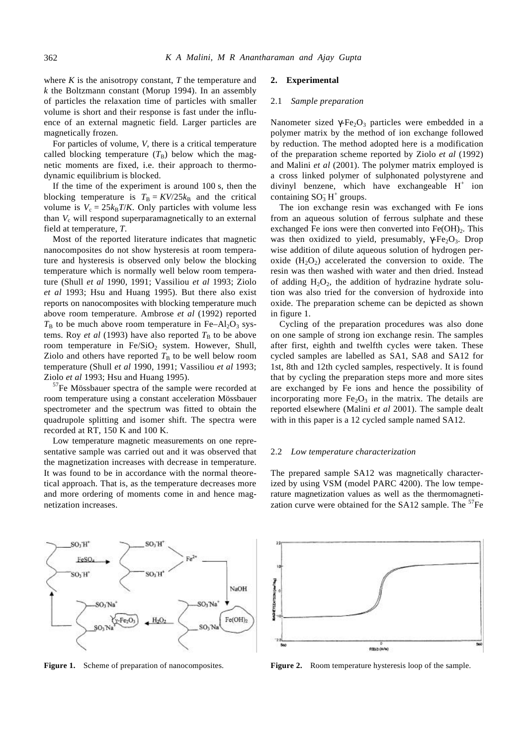where $K$ is the anisotropy constant, $T$ the temperature and $k$ the Boltzmann constant (Morup 1994). In an assembly of particles the relaxation time of particles with smaller volume is short and their response is fast under the influence of an external magnetic field. Larger particles are magnetically frozen.

For particles of volume, $V$, there is a critical temperature called blocking temperature ($T_B$) below which the magnetic moments are fixed, i.e. their approach to thermodynamic equilibrium is blocked.

If the time of the experiment is around 100 s, then the blocking temperature is $T_B = KV/25k_B$ and the critical volume is $V_c = 25k_BT/K$. Only particles with volume less than $V_c$ will respond superparamagnetically to an external field at temperature, $T$.

Most of the reported literature indicates that magnetic nanocomposites do not show hysteresis at room temperature and hysteresis is observed only below the blocking temperature which is normally well below room temperature (Shull *et al* 1990, 1991; Vassiliou *et al* 1993; Ziolo *et al* 1993; Hsu and Huang 1995). But there also exist reports on nanocomposites with blocking temperature much above room temperature. Ambrose *et al* (1992) reported $T_B$ to be much above room temperature in Fe–$Al_2O_3$ systems. Roy *et al* (1993) have also reported $T_B$ to be above room temperature in Fe/$SiO_2$ system. However, Shull, Ziolo and others have reported $T_B$ to be well below room temperature (Shull *et al* 1990, 1991; Vassiliou *et al* 1993; Ziolo *et al* 1993; Hsu and Huang 1995).

$^{57}$Fe Mössbauer spectra of the sample were recorded at room temperature using a constant acceleration Mössbauer spectrometer and the spectrum was fitted to obtain the quadrupole splitting and isomer shift. The spectra were recorded at RT, 150 K and 100 K.

Low temperature magnetic measurements on one representative sample was carried out and it was observed that the magnetization increases with decrease in temperature. It was found to be in accordance with the normal theoretical approach. That is, as the temperature decreases more and more ordering of moments come in and hence magnetization increases.

## 2. Experimental

### 2.1 *Sample preparation*

Nanometer sized $\gamma$-$Fe_2O_3$ particles were embedded in a polymer matrix by the method of ion exchange followed by reduction. The method adopted here is a modification of the preparation scheme reported by Ziolo *et al* (1992) and Malini *et al* (2001). The polymer matrix employed is a cross linked polymer of sulphonated polystyrene and divinyl benzene, which have exchangeable $H^+$ ion containing $SO_3^- H^+$ groups.

The ion exchange resin was exchanged with Fe ions from an aqueous solution of ferrous sulphate and these exchanged Fe ions were then converted into $Fe(OH)_2$. This was then oxidized to yield, presumably, $\gamma$-$Fe_2O_3$. Drop wise addition of dilute aqueous solution of hydrogen peroxide ($H_2O_2$) accelerated the conversion to oxide. The resin was then washed with water and then dried. Instead of adding $H_2O_2$, the addition of hydrazine hydrate solution was also tried for the conversion of hydroxide into oxide. The preparation scheme can be depicted as shown in figure 1.

Cycling of the preparation procedures was also done on one sample of strong ion exchange resin. The samples after first, eighth and twelfth cycles were taken. These cycled samples are labelled as SA1, SA8 and SA12 for 1st, 8th and 12th cycled samples, respectively. It is found that by cycling the preparation steps more and more sites are exchanged by Fe ions and hence the possibility of incorporating more $Fe_2O_3$ in the matrix. The details are reported elsewhere (Malini *et al* 2001). The sample dealt with in this paper is a 12 cycled sample named SA12.

### 2.2 *Low temperature characterization*

The prepared sample SA12 was magnetically characterized by using VSM (model PARC 4200). The low temperature magnetization values as well as the thermomagnetization curve were obtained for the SA12 sample. The $^{57}$Fe

**Figure 1.** Scheme of preparation of nanocomposites.

**Figure 2.** Room temperature hysteresis loop of the sample.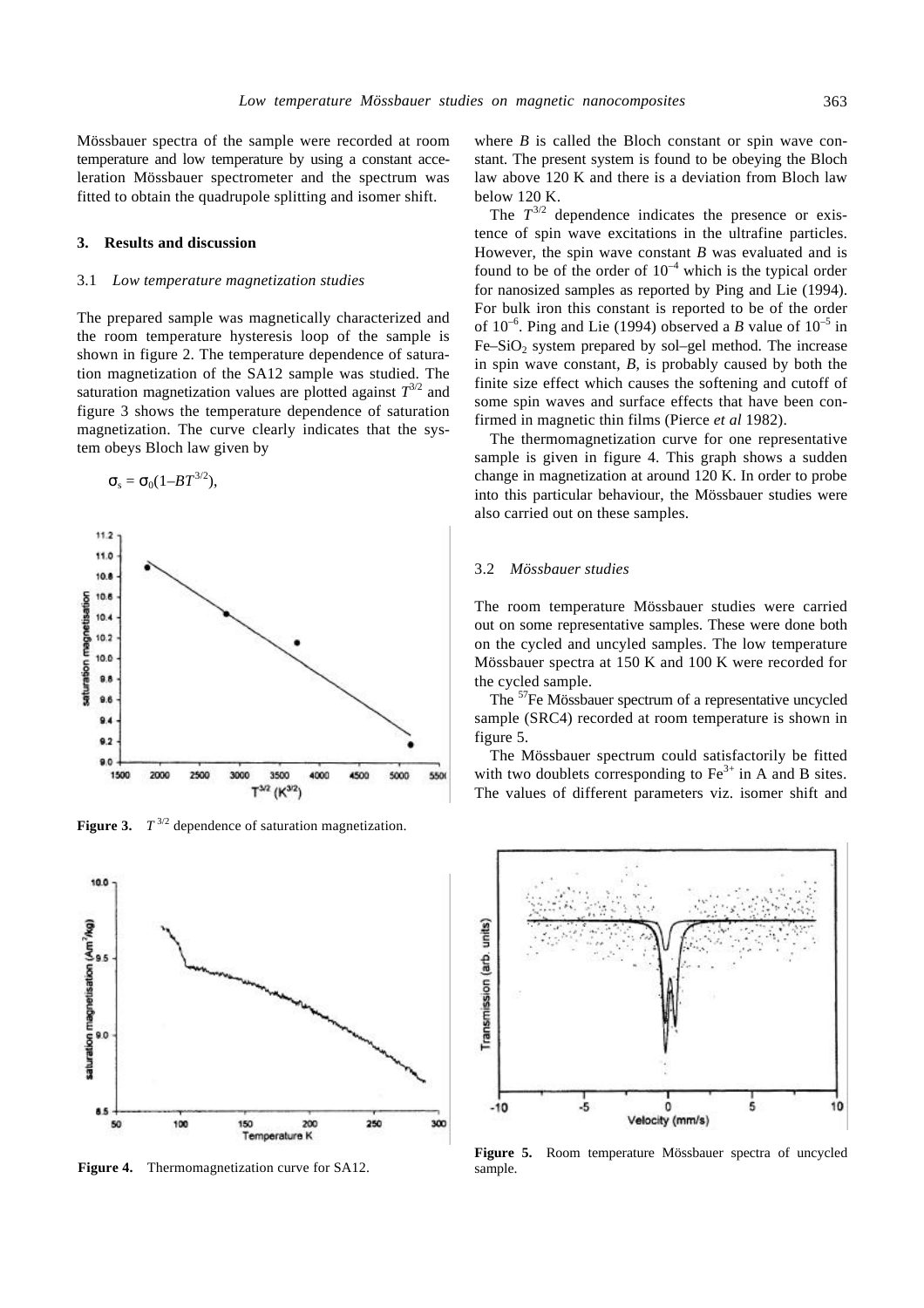Mössbauer spectra of the sample were recorded at room temperature and low temperature by using a constant acceleration Mössbauer spectrometer and the spectrum was fitted to obtain the quadrupole splitting and isomer shift.

## 3. Results and discussion

### 3.1 *Low temperature magnetization studies*

The prepared sample was magnetically characterized and the room temperature hysteresis loop of the sample is shown in figure 2. The temperature dependence of saturation magnetization of the SA12 sample was studied. The saturation magnetization values are plotted against $T^{3/2}$ and figure 3 shows the temperature dependence of saturation magnetization. The curve clearly indicates that the system obeys Bloch law given by

$$\sigma_s = \sigma_0(1 - BT^{3/2}),$$

**Figure 3.** $T^{3/2}$ dependence of saturation magnetization.

where $B$ is called the Bloch constant or spin wave constant. The present system is found to be obeying the Bloch law above 120 K and there is a deviation from Bloch law below 120 K.

The $T^{3/2}$ dependence indicates the presence or existence of spin wave excitations in the ultrafine particles. However, the spin wave constant $B$ was evaluated and is found to be of the order of $10^{-4}$ which is the typical order for nanosized samples as reported by Ping and Lie (1994). For bulk iron this constant is reported to be of the order of $10^{-6}$. Ping and Lie (1994) observed a $B$ value of $10^{-5}$ in $Fe–SiO_2$ system prepared by sol–gel method. The increase in spin wave constant, $B$, is probably caused by both the finite size effect which causes the softening and cutoff of some spin waves and surface effects that have been confirmed in magnetic thin films (Pierce *et al* 1982).

The thermomagnetization curve for one representative sample is given in figure 4. This graph shows a sudden change in magnetization at around 120 K. In order to probe into this particular behaviour, the Mössbauer studies were also carried out on these samples.

### 3.2 *Mössbauer studies*

The room temperature Mössbauer studies were carried out on some representative samples. These were done both on the cycled and uncyled samples. The low temperature Mössbauer spectra at 150 K and 100 K were recorded for the cycled sample.

The $^{57}Fe$ Mössbauer spectrum of a representative uncycled sample (SRC4) recorded at room temperature is shown in figure 5.

The Mössbauer spectrum could satisfactorily be fitted with two doublets corresponding to $Fe^{3+}$ in A and B sites. The values of different parameters viz. isomer shift and

**Figure 4.** Thermomagnetization curve for SA12.

**Figure 5.** Room temperature Mössbauer spectra of uncycled sample.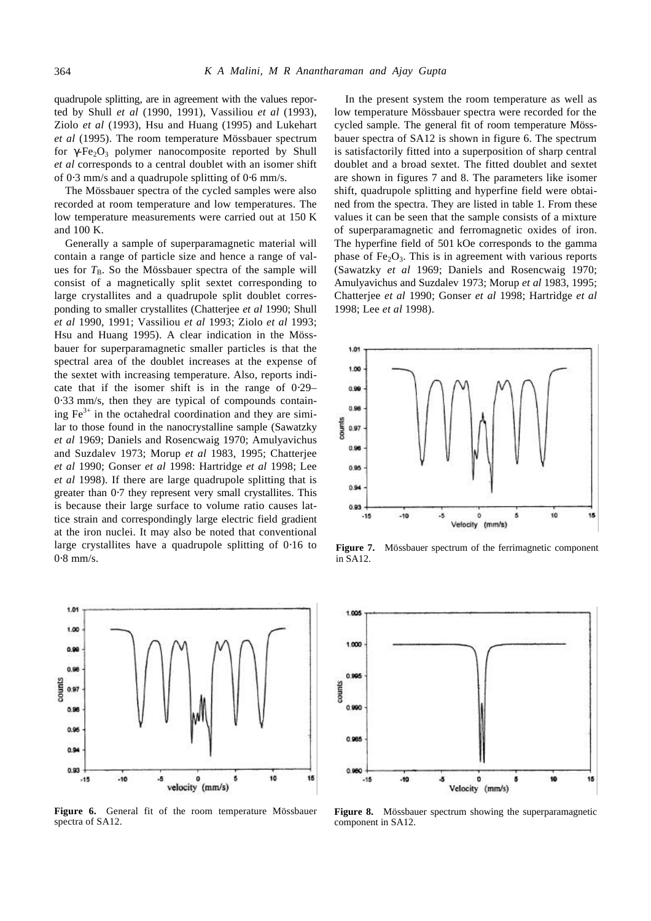quadrupole splitting, are in agreement with the values reported by Shull *et al* (1990, 1991), Vassiliou *et al* (1993), Ziolo *et al* (1993), Hsu and Huang (1995) and Lukehart *et al* (1995). The room temperature Mössbauer spectrum for $\gamma$-$Fe_2O_3$ polymer nanocomposite reported by Shull *et al* corresponds to a central doublet with an isomer shift of 0·3 mm/s and a quadrupole splitting of 0·6 mm/s.

The Mössbauer spectra of the cycled samples were also recorded at room temperature and low temperatures. The low temperature measurements were carried out at 150 K and 100 K.

Generally a sample of superparamagnetic material will contain a range of particle size and hence a range of values for $T_B$. So the Mössbauer spectra of the sample will consist of a magnetically split sextet corresponding to large crystallites and a quadrupole split doublet corresponding to smaller crystallites (Chatterjee *et al* 1990; Shull *et al* 1990, 1991; Vassiliou *et al* 1993; Ziolo *et al* 1993; Hsu and Huang 1995). A clear indication in the Mössbauer for superparamagnetic smaller particles is that the spectral area of the doublet increases at the expense of the sextet with increasing temperature. Also, reports indicate that if the isomer shift is in the range of 0·29–0·33 mm/s, then they are typical of compounds containing $Fe^{3+}$ in the octahedral coordination and they are similar to those found in the nanocrystalline sample (Sawatzky *et al* 1969; Daniels and Rosencwaig 1970; Amulyavichus and Suzdalev 1973; Morup *et al* 1983, 1995; Chatterjee *et al* 1990; Gonser *et al* 1998: Hartridge *et al* 1998; Lee *et al* 1998). If there are large quadrupole splitting that is greater than 0·7 they represent very small crystallites. This is because their large surface to volume ratio causes lattice strain and correspondingly large electric field gradient at the iron nuclei. It may also be noted that conventional large crystallites have a quadrupole splitting of 0·16 to 0·8 mm/s.

In the present system the room temperature as well as low temperature Mössbauer spectra were recorded for the cycled sample. The general fit of room temperature Mössbauer spectra of SA12 is shown in figure 6. The spectrum is satisfactorily fitted into a superposition of sharp central doublet and a broad sextet. The fitted doublet and sextet are shown in figures 7 and 8. The parameters like isomer shift, quadrupole splitting and hyperfine field were obtained from the spectra. They are listed in table 1. From these values it can be seen that the sample consists of a mixture of superparamagnetic and ferromagnetic oxides of iron. The hyperfine field of 501 kOe corresponds to the gamma phase of $Fe_2O_3$. This is in agreement with various reports (Sawatzky *et al* 1969; Daniels and Rosencwaig 1970; Amulyavichus and Suzdalev 1973; Morup *et al* 1983, 1995; Chatterjee *et al* 1990; Gonser *et al* 1998; Hartridge *et al* 1998; Lee *et al* 1998).

**Figure 7.** Mössbauer spectrum of the ferrimagnetic component in SA12.

**Figure 6.** General fit of the room temperature Mössbauer spectra of SA12.

**Figure 8.** Mössbauer spectrum showing the superparamagnetic component in SA12.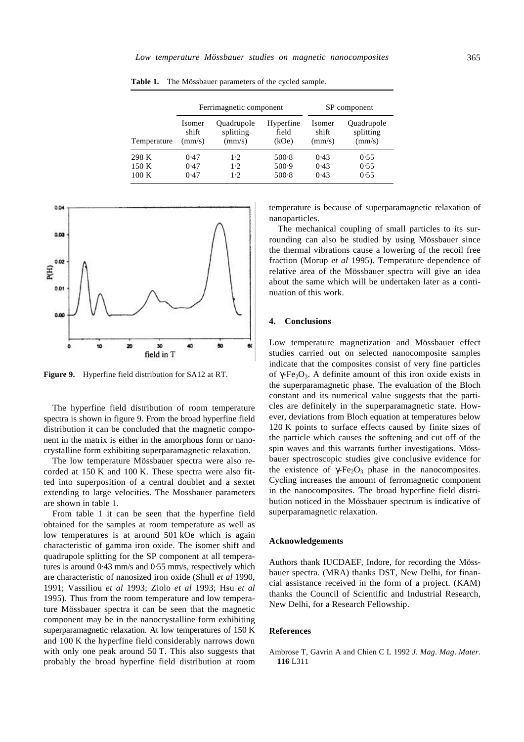**Table 1.** The Mössbauer parameters of the cycled sample.

| | Ferrimagnetic component | | | SP component | |
|---|---|---|---|---|---|
| Temperature | Isomer shift (mm/s) | Quadrupole splitting (mm/s) | Hyperfine field (kOe) | Isomer shift (mm/s) | Quadrupole splitting (mm/s) |
| 298 K | 0·47 | 1·2 | 500·8 | 0·43 | 0·55 |
| 150 K | 0·47 | 1·2 | 500·9 | 0·43 | 0·55 |
| 100 K | 0·47 | 1·2 | 500·8 | 0·43 | 0·55 |

**Figure 9.** Hyperfine field distribution for SA12 at RT.

The hyperfine field distribution of room temperature spectra is shown in figure 9. From the broad hyperfine field distribution it can be concluded that the magnetic component in the matrix is either in the amorphous form or nanocrystalline form exhibiting superparamagnetic relaxation.

The low temperature Mössbauer spectra were also recorded at 150 K and 100 K. These spectra were also fitted into superposition of a central doublet and a sextet extending to large velocities. The Mossbauer parameters are shown in table 1.

From table 1 it can be seen that the hyperfine field obtained for the samples at room temperature as well as low temperatures is at around 501 kOe which is again characteristic of gamma iron oxide. The isomer shift and quadrupole splitting for the SP component at all temperatures is around 0·43 mm/s and 0·55 mm/s, respectively which are characteristic of nanosized iron oxide (Shull *et al* 1990, 1991; Vassiliou *et al* 1993; Ziolo *et al* 1993; Hsu *et al* 1995). Thus from the room temperature and low temperature Mössbauer spectra it can be seen that the magnetic component may be in the nanocrystalline form exhibiting superparamagnetic relaxation. At low temperatures of 150 K and 100 K the hyperfine field considerably narrows down with only one peak around 50 T. This also suggests that probably the broad hyperfine field distribution at room temperature is because of superparamagnetic relaxation of nanoparticles.

The mechanical coupling of small particles to its surrounding can also be studied by using Mössbauer since the thermal vibrations cause a lowering of the recoil free fraction (Morup *et al* 1995). Temperature dependence of relative area of the Mössbauer spectra will give an idea about the same which will be undertaken later as a continuation of this work.

## 4. Conclusions

Low temperature magnetization and Mössbauer effect studies carried out on selected nanocomposite samples indicate that the composites consist of very fine particles of $\gamma$-$Fe_2O_3$. A definite amount of this iron oxide exists in the superparamagnetic phase. The evaluation of the Bloch constant and its numerical value suggests that the particles are definitely in the superparamagnetic state. However, deviations from Bloch equation at temperatures below 120 K points to surface effects caused by finite sizes of the particle which causes the softening and cut off of the spin waves and this warrants further investigations. Mössbauer spectroscopic studies give conclusive evidence for the existence of $\gamma$-$Fe_2O_3$ phase in the nanocomposites. Cycling increases the amount of ferromagnetic component in the nanocomposites. The broad hyperfine field distribution noticed in the Mössbauer spectrum is indicative of superparamagnetic relaxation.

## Acknowledgements

Authors thank IUCDAEF, Indore, for recording the Mössbauer spectra. (MRA) thanks DST, New Delhi, for financial assistance received in the form of a project. (KAM) thanks the Council of Scientific and Industrial Research, New Delhi, for a Research Fellowship.

## References

Ambrose T, Gavrin A and Chien C L 1992 *J. Mag. Mag. Mater.* **116** L311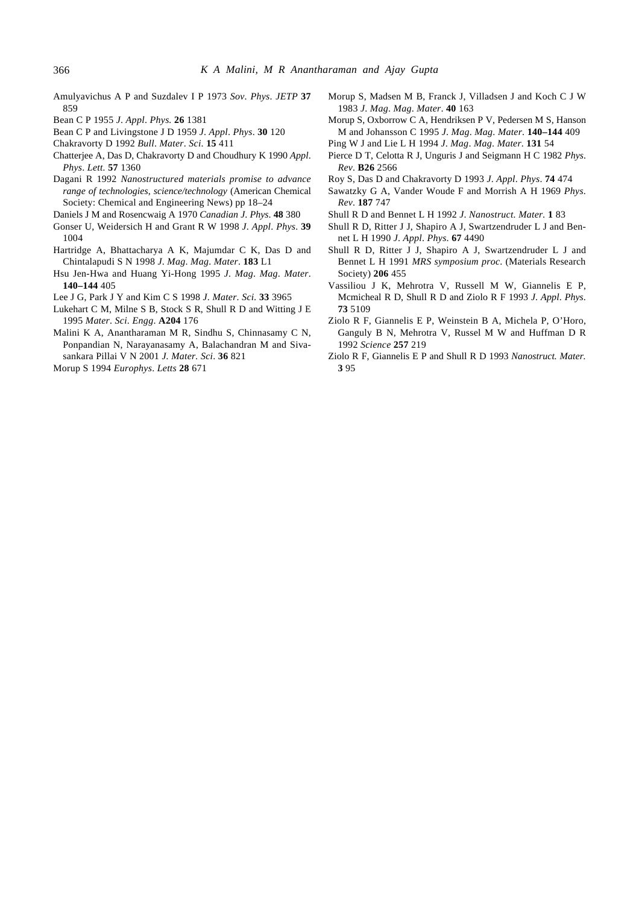Amulyavichus A P and Suzdalev I P 1973 *Sov. Phys. JETP* **37** 859

Bean C P 1955 *J. Appl. Phys.* **26** 1381

Bean C P and Livingstone J D 1959 *J. Appl. Phys.* **30** 120

Chakravorty D 1992 *Bull. Mater. Sci.* **15** 411

Chatterjee A, Das D, Chakravorty D and Choudhury K 1990 *Appl. Phys. Lett.* **57** 1360

Dagani R 1992 *Nanostructured materials promise to advance range of technologies, science/technology* (American Chemical Society: Chemical and Engineering News) pp 18–24

Daniels J M and Rosencwaig A 1970 *Canadian J. Phys.* **48** 380

Gonser U, Weidersich H and Grant R W 1998 *J. Appl. Phys.* **39** 1004

Hartridge A, Bhattacharya A K, Majumdar C K, Das D and Chintalapudi S N 1998 *J. Mag. Mag. Mater.* **183** L1

Hsu Jen-Hwa and Huang Yi-Hong 1995 *J. Mag. Mag. Mater.* **140–144** 405

Lee J G, Park J Y and Kim C S 1998 *J. Mater. Sci.* **33** 3965

Lukehart C M, Milne S B, Stock S R, Shull R D and Witting J E 1995 *Mater. Sci. Engg.* **A204** 176

Malini K A, Anantharaman M R, Sindhu S, Chinnasamy C N, Ponpandian N, Narayanasamy A, Balachandran M and Sivasankara Pillai V N 2001 *J. Mater. Sci.* **36** 821

Morup S 1994 *Europhys. Letts* **28** 671

Morup S, Madsen M B, Franck J, Villadsen J and Koch C J W 1983 *J. Mag. Mag. Mater.* **40** 163

Morup S, Oxborrow C A, Hendriksen P V, Pedersen M S, Hanson M and Johansson C 1995 *J. Mag. Mag. Mater.* **140–144** 409

Ping W J and Lie L H 1994 *J. Mag. Mag. Mater.* **131** 54

Pierce D T, Celotta R J, Unguris J and Seigmann H C 1982 *Phys. Rev.* **B26** 2566

Roy S, Das D and Chakravorty D 1993 *J. Appl. Phys.* **74** 474

Sawatzky G A, Vander Woude F and Morrish A H 1969 *Phys. Rev.* **187** 747

Shull R D and Bennet L H 1992 *J. Nanostruct. Mater.* **1** 83

Shull R D, Ritter J J, Shapiro A J, Swartzendruder L J and Bennet L H 1990 *J. Appl. Phys.* **67** 4490

Shull R D, Ritter J J, Shapiro A J, Swartzendruder L J and Bennet L H 1991 *MRS symposium proc.* (Materials Research Society) **206** 455

Vassiliou J K, Mehrotra V, Russell M W, Giannelis E P, Mcmicheal R D, Shull R D and Ziolo R F 1993 *J. Appl. Phys.* **73** 5109

Ziolo R F, Giannelis E P, Weinstein B A, Michela P, O'Horo, Ganguly B N, Mehrotra V, Russel M W and Huffman D R 1992 *Science* **257** 219

Ziolo R F, Giannelis E P and Shull R D 1993 *Nanostruct. Mater.* **3** 95